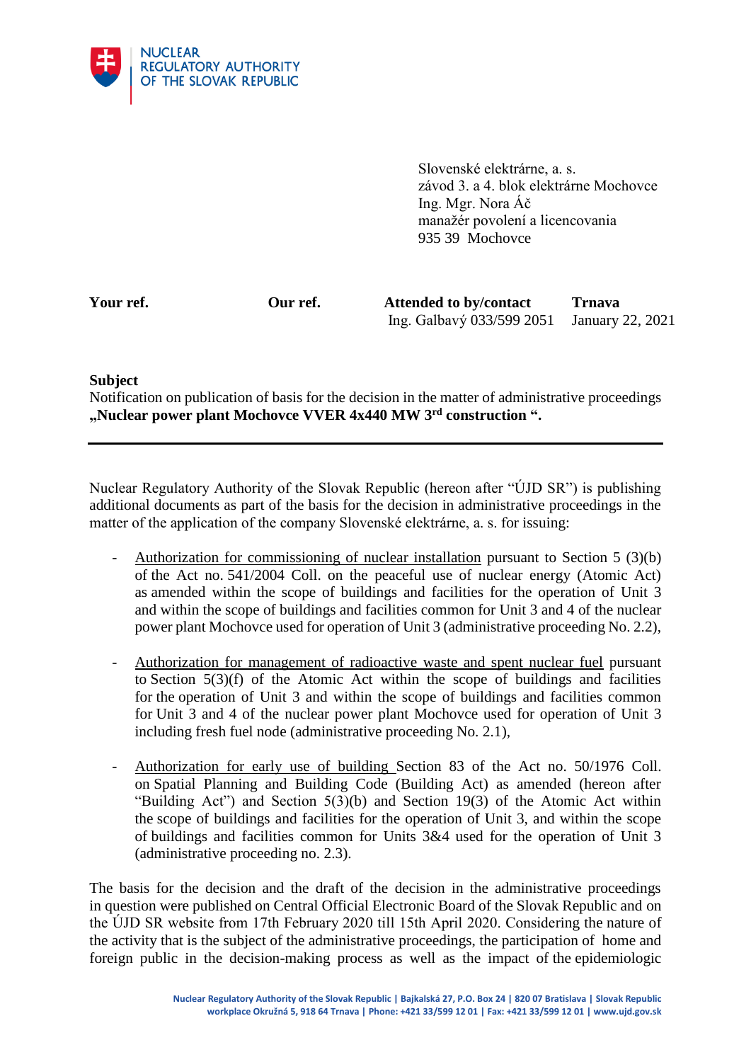NUCLEAR REGULATORY AUTHORITY OF THE SLOVAK REPUBLIC

Slovenské elektrárne, a. s.
závod 3. a 4. blok elektrárne Mochovce
Ing. Mgr. Nora Áč
manažér povolení a licencovania
935 39 Mochovce

| **Your ref.** | **Our ref.** | **Attended to by/contact** | **Trnava** |
|---|---|---|---|
| | | Ing. Galbavý 033/599 2051 | January 22, 2021 |

**Subject**
Notification on publication of basis for the decision in the matter of administrative proceedings **„Nuclear power plant Mochovce VVER 4x440 MW 3rd construction ".**

---

Nuclear Regulatory Authority of the Slovak Republic (hereon after "ÚJD SR") is publishing additional documents as part of the basis for the decision in administrative proceedings in the matter of the application of the company Slovenské elektrárne, a. s. for issuing:

- Authorization for commissioning of nuclear installation pursuant to Section 5 (3)(b) of the Act no. 541/2004 Coll. on the peaceful use of nuclear energy (Atomic Act) as amended within the scope of buildings and facilities for the operation of Unit 3 and within the scope of buildings and facilities common for Unit 3 and 4 of the nuclear power plant Mochovce used for operation of Unit 3 (administrative proceeding No. 2.2),

- Authorization for management of radioactive waste and spent nuclear fuel pursuant to Section 5(3)(f) of the Atomic Act within the scope of buildings and facilities for the operation of Unit 3 and within the scope of buildings and facilities common for Unit 3 and 4 of the nuclear power plant Mochovce used for operation of Unit 3 including fresh fuel node (administrative proceeding No. 2.1),

- Authorization for early use of building Section 83 of the Act no. 50/1976 Coll. on Spatial Planning and Building Code (Building Act) as amended (hereon after "Building Act") and Section 5(3)(b) and Section 19(3) of the Atomic Act within the scope of buildings and facilities for the operation of Unit 3, and within the scope of buildings and facilities common for Units 3&4 used for the operation of Unit 3 (administrative proceeding no. 2.3).

The basis for the decision and the draft of the decision in the administrative proceedings in question were published on Central Official Electronic Board of the Slovak Republic and on the ÚJD SR website from 17th February 2020 till 15th April 2020. Considering the nature of the activity that is the subject of the administrative proceedings, the participation of home and foreign public in the decision-making process as well as the impact of the epidemiologic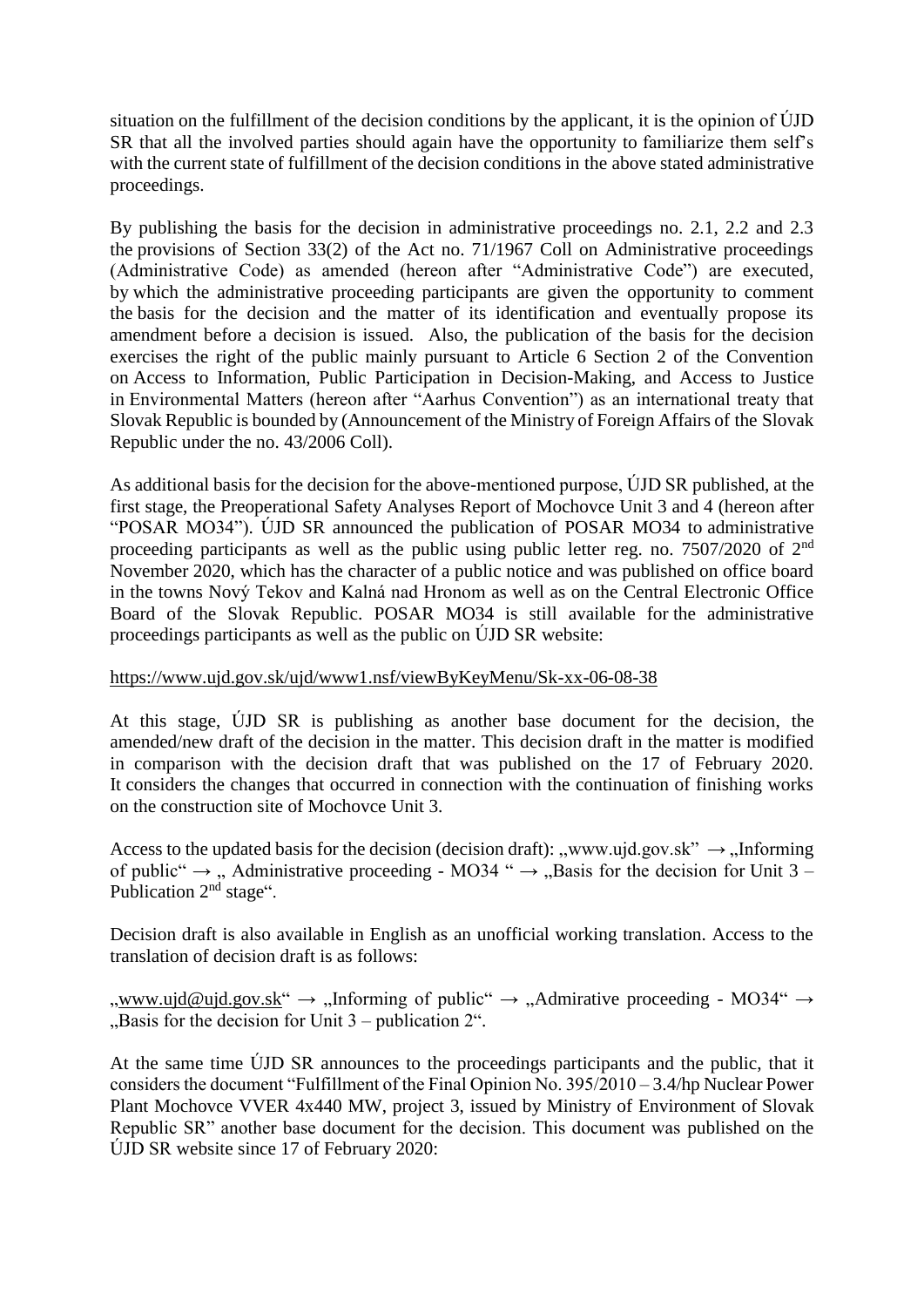situation on the fulfillment of the decision conditions by the applicant, it is the opinion of ÚJD SR that all the involved parties should again have the opportunity to familiarize them self's with the current state of fulfillment of the decision conditions in the above stated administrative proceedings.

By publishing the basis for the decision in administrative proceedings no. 2.1, 2.2 and 2.3 the provisions of Section 33(2) of the Act no. 71/1967 Coll on Administrative proceedings (Administrative Code) as amended (hereon after "Administrative Code") are executed, by which the administrative proceeding participants are given the opportunity to comment the basis for the decision and the matter of its identification and eventually propose its amendment before a decision is issued. Also, the publication of the basis for the decision exercises the right of the public mainly pursuant to Article 6 Section 2 of the Convention on Access to Information, Public Participation in Decision-Making, and Access to Justice in Environmental Matters (hereon after "Aarhus Convention") as an international treaty that Slovak Republic is bounded by (Announcement of the Ministry of Foreign Affairs of the Slovak Republic under the no. 43/2006 Coll).

As additional basis for the decision for the above-mentioned purpose, ÚJD SR published, at the first stage, the Preoperational Safety Analyses Report of Mochovce Unit 3 and 4 (hereon after "POSAR MO34"). ÚJD SR announced the publication of POSAR MO34 to administrative proceeding participants as well as the public using public letter reg. no. 7507/2020 of 2nd November 2020, which has the character of a public notice and was published on office board in the towns Nový Tekov and Kalná nad Hronom as well as on the Central Electronic Office Board of the Slovak Republic. POSAR MO34 is still available for the administrative proceedings participants as well as the public on ÚJD SR website:

https://www.ujd.gov.sk/ujd/www1.nsf/viewByKeyMenu/Sk-xx-06-08-38

At this stage, ÚJD SR is publishing as another base document for the decision, the amended/new draft of the decision in the matter. This decision draft in the matter is modified in comparison with the decision draft that was published on the 17 of February 2020. It considers the changes that occurred in connection with the continuation of finishing works on the construction site of Mochovce Unit 3.

Access to the updated basis for the decision (decision draft): „www.ujd.gov.sk" → „Informing of public" → „ Administrative proceeding - MO34 " → „Basis for the decision for Unit 3 – Publication 2nd stage".

Decision draft is also available in English as an unofficial working translation. Access to the translation of decision draft is as follows:

„www.ujd@ujd.gov.sk" → „Informing of public" → „Admirative proceeding - MO34" → „Basis for the decision for Unit 3 – publication 2".

At the same time ÚJD SR announces to the proceedings participants and the public, that it considers the document "Fulfillment of the Final Opinion No. 395/2010 – 3.4/hp Nuclear Power Plant Mochovce VVER 4x440 MW, project 3, issued by Ministry of Environment of Slovak Republic SR" another base document for the decision. This document was published on the ÚJD SR website since 17 of February 2020: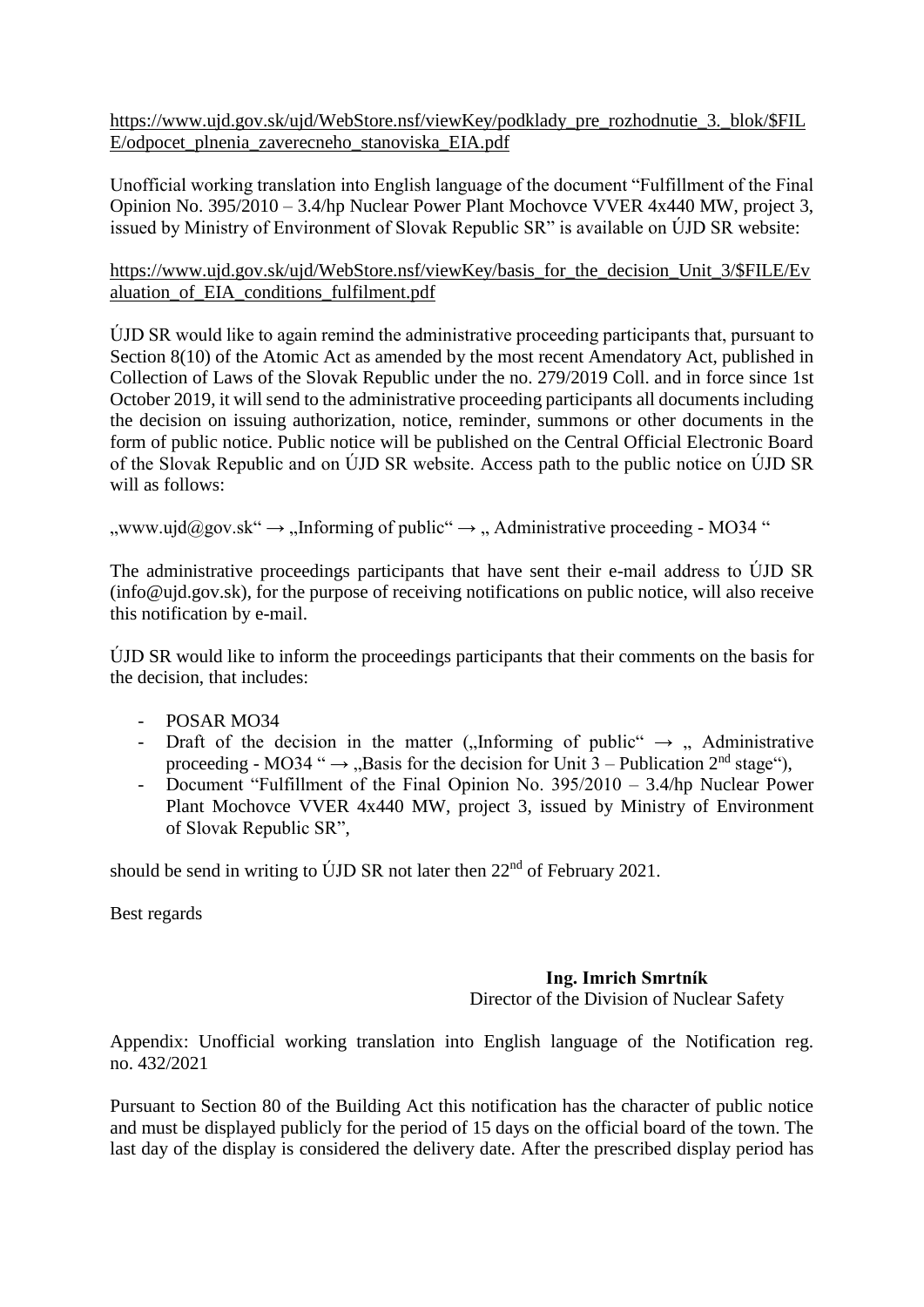https://www.ujd.gov.sk/ujd/WebStore.nsf/viewKey/podklady_pre_rozhodnutie_3._blok/$FILE/odpocet_plnenia_zaverecneho_stanoviska_EIA.pdf

Unofficial working translation into English language of the document "Fulfillment of the Final Opinion No. 395/2010 – 3.4/hp Nuclear Power Plant Mochovce VVER 4x440 MW, project 3, issued by Ministry of Environment of Slovak Republic SR" is available on ÚJD SR website:

https://www.ujd.gov.sk/ujd/WebStore.nsf/viewKey/basis_for_the_decision_Unit_3/$FILE/Evaluation_of_EIA_conditions_fulfilment.pdf

ÚJD SR would like to again remind the administrative proceeding participants that, pursuant to Section 8(10) of the Atomic Act as amended by the most recent Amendatory Act, published in Collection of Laws of the Slovak Republic under the no. 279/2019 Coll. and in force since 1st October 2019, it will send to the administrative proceeding participants all documents including the decision on issuing authorization, notice, reminder, summons or other documents in the form of public notice. Public notice will be published on the Central Official Electronic Board of the Slovak Republic and on ÚJD SR website. Access path to the public notice on ÚJD SR will as follows:

„www.ujd@gov.sk" → „Informing of public" → „ Administrative proceeding - MO34 "

The administrative proceedings participants that have sent their e-mail address to ÚJD SR (info@ujd.gov.sk), for the purpose of receiving notifications on public notice, will also receive this notification by e-mail.

ÚJD SR would like to inform the proceedings participants that their comments on the basis for the decision, that includes:

- POSAR MO34
- Draft of the decision in the matter („Informing of public" → „ Administrative proceeding - MO34 " → „Basis for the decision for Unit 3 – Publication 2nd stage"),
- Document "Fulfillment of the Final Opinion No. 395/2010 – 3.4/hp Nuclear Power Plant Mochovce VVER 4x440 MW, project 3, issued by Ministry of Environment of Slovak Republic SR",

should be send in writing to ÚJD SR not later then 22nd of February 2021.

Best regards

**Ing. Imrich Smrtník**
Director of the Division of Nuclear Safety

Appendix: Unofficial working translation into English language of the Notification reg. no. 432/2021

Pursuant to Section 80 of the Building Act this notification has the character of public notice and must be displayed publicly for the period of 15 days on the official board of the town. The last day of the display is considered the delivery date. After the prescribed display period has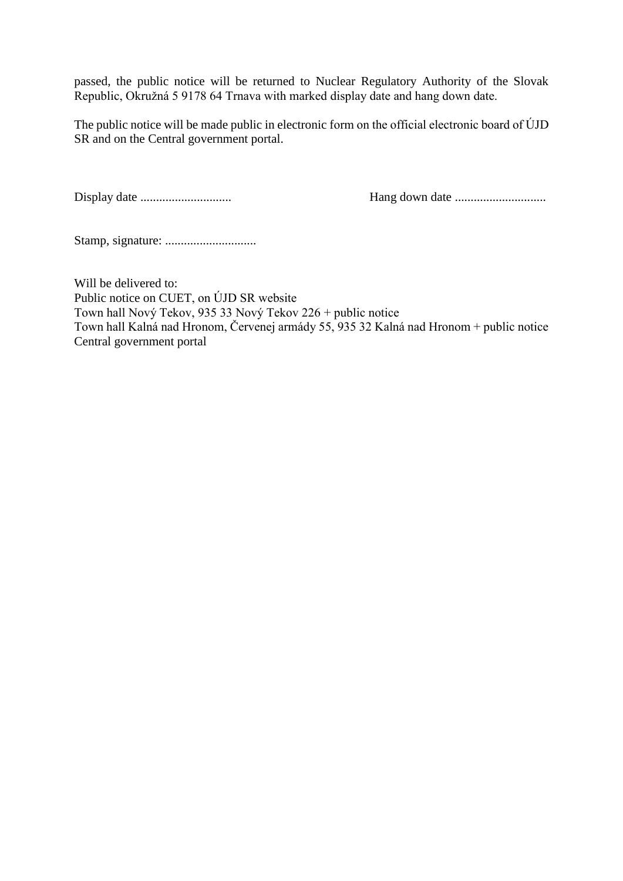passed, the public notice will be returned to Nuclear Regulatory Authority of the Slovak Republic, Okružná 5 9178 64 Trnava with marked display date and hang down date.

The public notice will be made public in electronic form on the official electronic board of ÚJD SR and on the Central government portal.

Display date .............................                    Hang down date .............................

Stamp, signature: .............................

Will be delivered to:
Public notice on CUET, on ÚJD SR website
Town hall Nový Tekov, 935 33 Nový Tekov 226 + public notice
Town hall Kalná nad Hronom, Červenej armády 55, 935 32 Kalná nad Hronom + public notice
Central government portal